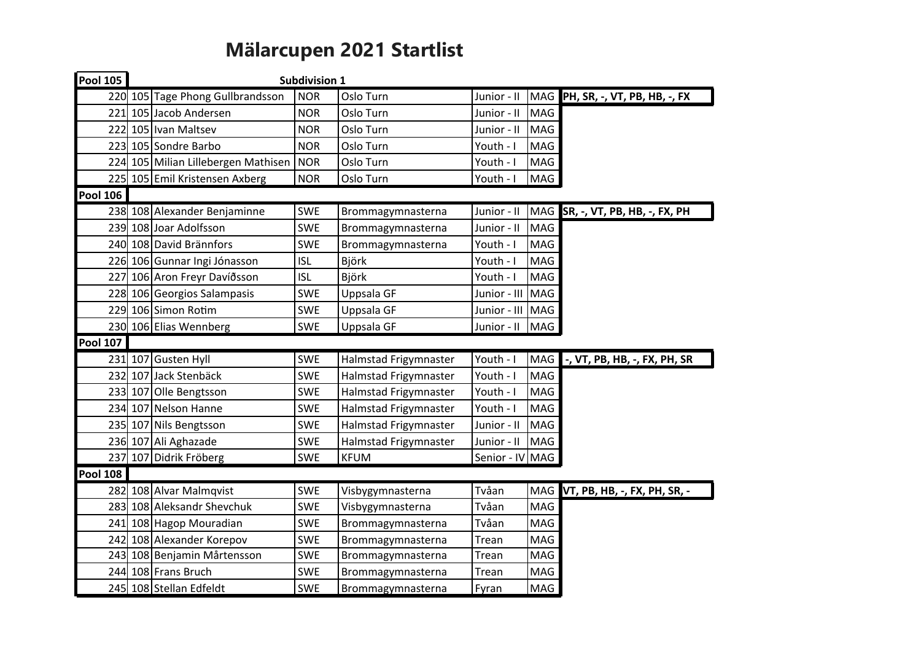# Mälarcupen 2021 Startlist

| Pool 105 | | Subdivision 1 | | | | | |
|---|---|---|---|---|---|---|---|
| 220 | 105 | Tage Phong Gullbrandsson | NOR | Oslo Turn | Junior - II | MAG | **PH, SR, -, VT, PB, HB, -, FX** |
| 221 | 105 | Jacob Andersen | NOR | Oslo Turn | Junior - II | MAG | |
| 222 | 105 | Ivan Maltsev | NOR | Oslo Turn | Junior - II | MAG | |
| 223 | 105 | Sondre Barbo | NOR | Oslo Turn | Youth - I | MAG | |
| 224 | 105 | Milian Lillebergen Mathisen | NOR | Oslo Turn | Youth - I | MAG | |
| 225 | 105 | Emil Kristensen Axberg | NOR | Oslo Turn | Youth - I | MAG | |
| **Pool 106** | | | | | | | |
| 238 | 108 | Alexander Benjaminne | SWE | Brommagymnasterna | Junior - II | MAG | **SR, -, VT, PB, HB, -, FX, PH** |
| 239 | 108 | Joar Adolfsson | SWE | Brommagymnasterna | Junior - II | MAG | |
| 240 | 108 | David Brännfors | SWE | Brommagymnasterna | Youth - I | MAG | |
| 226 | 106 | Gunnar Ingi Jónasson | ISL | Björk | Youth - I | MAG | |
| 227 | 106 | Aron Freyr Davíðsson | ISL | Björk | Youth - I | MAG | |
| 228 | 106 | Georgios Salampasis | SWE | Uppsala GF | Junior - III | MAG | |
| 229 | 106 | Simon Rotim | SWE | Uppsala GF | Junior - III | MAG | |
| 230 | 106 | Elias Wennberg | SWE | Uppsala GF | Junior - II | MAG | |
| **Pool 107** | | | | | | | |
| 231 | 107 | Gusten Hyll | SWE | Halmstad Frigymnaster | Youth - I | MAG | **-, VT, PB, HB, -, FX, PH, SR** |
| 232 | 107 | Jack Stenbäck | SWE | Halmstad Frigymnaster | Youth - I | MAG | |
| 233 | 107 | Olle Bengtsson | SWE | Halmstad Frigymnaster | Youth - I | MAG | |
| 234 | 107 | Nelson Hanne | SWE | Halmstad Frigymnaster | Youth - I | MAG | |
| 235 | 107 | Nils Bengtsson | SWE | Halmstad Frigymnaster | Junior - II | MAG | |
| 236 | 107 | Ali Aghazade | SWE | Halmstad Frigymnaster | Junior - II | MAG | |
| 237 | 107 | Didrik Fröberg | SWE | KFUM | Senior - IV | MAG | |
| **Pool 108** | | | | | | | |
| 282 | 108 | Alvar Malmqvist | SWE | Visbygymnasterna | Tvåan | MAG | **VT, PB, HB, -, FX, PH, SR, -** |
| 283 | 108 | Aleksandr Shevchuk | SWE | Visbygymnasterna | Tvåan | MAG | |
| 241 | 108 | Hagop Mouradian | SWE | Brommagymnasterna | Tvåan | MAG | |
| 242 | 108 | Alexander Korepov | SWE | Brommagymnasterna | Trean | MAG | |
| 243 | 108 | Benjamin Mårtensson | SWE | Brommagymnasterna | Trean | MAG | |
| 244 | 108 | Frans Bruch | SWE | Brommagymnasterna | Trean | MAG | |
| 245 | 108 | Stellan Edfeldt | SWE | Brommagymnasterna | Fyran | MAG | |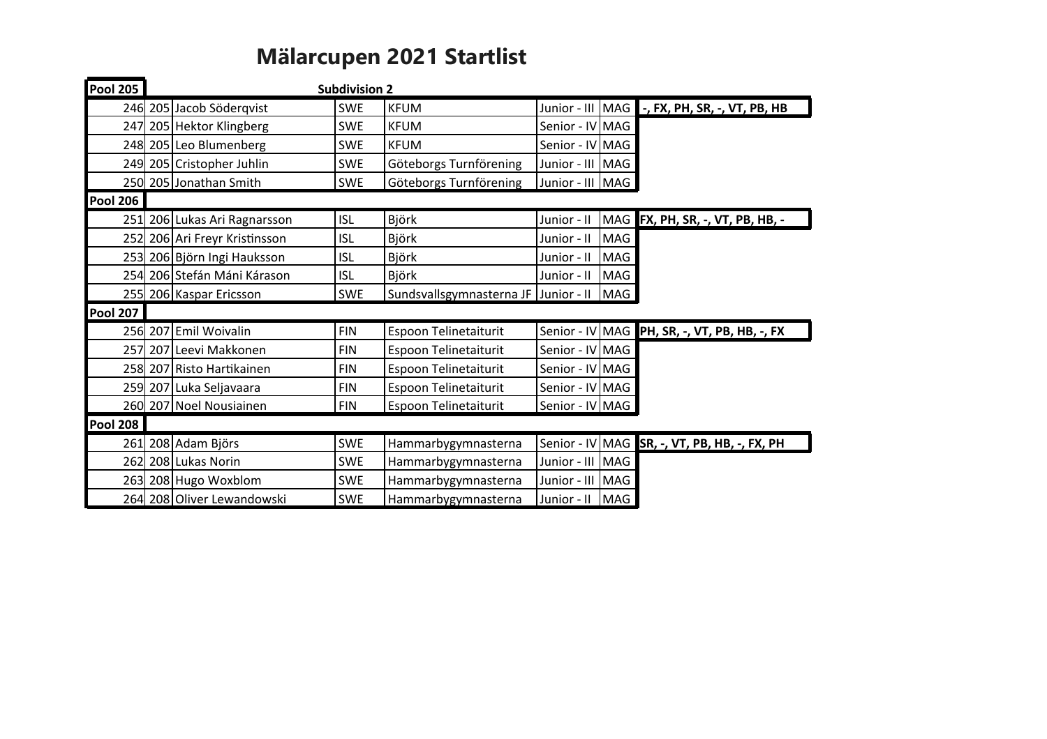# Mälarcupen 2021 Startlist

| Pool 205 | | | | | Subdivision 2 | | |
|---|---|---|---|---|---|---|---|
| 246 | 205 | Jacob Söderqvist | SWE | KFUM | Junior - III | MAG | **-, FX, PH, SR, -, VT, PB, HB** |
| 247 | 205 | Hektor Klingberg | SWE | KFUM | Senior - IV | MAG | |
| 248 | 205 | Leo Blumenberg | SWE | KFUM | Senior - IV | MAG | |
| 249 | 205 | Cristopher Juhlin | SWE | Göteborgs Turnförening | Junior - III | MAG | |
| 250 | 205 | Jonathan Smith | SWE | Göteborgs Turnförening | Junior - III | MAG | |
| **Pool 206** | | | | | | | |
| 251 | 206 | Lukas Ari Ragnarsson | ISL | Björk | Junior - II | MAG | **FX, PH, SR, -, VT, PB, HB, -** |
| 252 | 206 | Ari Freyr Kristinsson | ISL | Björk | Junior - II | MAG | |
| 253 | 206 | Björn Ingi Hauksson | ISL | Björk | Junior - II | MAG | |
| 254 | 206 | Stefán Máni Kárason | ISL | Björk | Junior - II | MAG | |
| 255 | 206 | Kaspar Ericsson | SWE | Sundsvallsgymnasterna JF | Junior - II | MAG | |
| **Pool 207** | | | | | | | |
| 256 | 207 | Emil Woivalin | FIN | Espoon Telinetaiturit | Senior - IV | MAG | **PH, SR, -, VT, PB, HB, -, FX** |
| 257 | 207 | Leevi Makkonen | FIN | Espoon Telinetaiturit | Senior - IV | MAG | |
| 258 | 207 | Risto Hartikainen | FIN | Espoon Telinetaiturit | Senior - IV | MAG | |
| 259 | 207 | Luka Seljavaara | FIN | Espoon Telinetaiturit | Senior - IV | MAG | |
| 260 | 207 | Noel Nousiainen | FIN | Espoon Telinetaiturit | Senior - IV | MAG | |
| **Pool 208** | | | | | | | |
| 261 | 208 | Adam Björs | SWE | Hammarbygymnasterna | Senior - IV | MAG | **SR, -, VT, PB, HB, -, FX, PH** |
| 262 | 208 | Lukas Norin | SWE | Hammarbygymnasterna | Junior - III | MAG | |
| 263 | 208 | Hugo Woxblom | SWE | Hammarbygymnasterna | Junior - III | MAG | |
| 264 | 208 | Oliver Lewandowski | SWE | Hammarbygymnasterna | Junior - II | MAG | |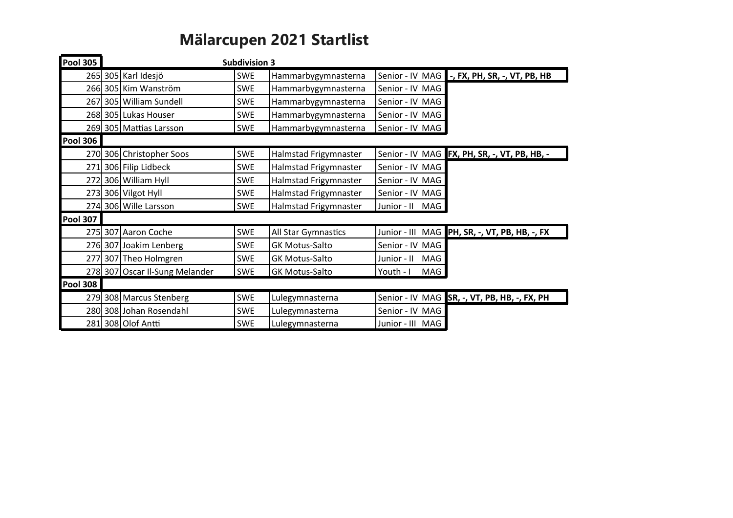# Mälarcupen 2021 Startlist

| | | | | | | | | |
|---|---|---|---|---|---|---|---|---|
| **Pool 305** | | | **Subdivision 3** | | | | | |
| | 265 | 305 | Karl Idesjö | SWE | Hammarbygymnasterna | Senior - IV | MAG | **-, FX, PH, SR, -, VT, PB, HB** |
| | 266 | 305 | Kim Wanström | SWE | Hammarbygymnasterna | Senior - IV | MAG | |
| | 267 | 305 | William Sundell | SWE | Hammarbygymnasterna | Senior - IV | MAG | |
| | 268 | 305 | Lukas Houser | SWE | Hammarbygymnasterna | Senior - IV | MAG | |
| | 269 | 305 | Mattias Larsson | SWE | Hammarbygymnasterna | Senior - IV | MAG | |
| **Pool 306** | | | | | | | | |
| | 270 | 306 | Christopher Soos | SWE | Halmstad Frigymnaster | Senior - IV | MAG | **FX, PH, SR, -, VT, PB, HB, -** |
| | 271 | 306 | Filip Lidbeck | SWE | Halmstad Frigymnaster | Senior - IV | MAG | |
| | 272 | 306 | William Hyll | SWE | Halmstad Frigymnaster | Senior - IV | MAG | |
| | 273 | 306 | Vilgot Hyll | SWE | Halmstad Frigymnaster | Senior - IV | MAG | |
| | 274 | 306 | Wille Larsson | SWE | Halmstad Frigymnaster | Junior - II | MAG | |
| **Pool 307** | | | | | | | | |
| | 275 | 307 | Aaron Coche | SWE | All Star Gymnastics | Junior - III | MAG | **PH, SR, -, VT, PB, HB, -, FX** |
| | 276 | 307 | Joakim Lenberg | SWE | GK Motus-Salto | Senior - IV | MAG | |
| | 277 | 307 | Theo Holmgren | SWE | GK Motus-Salto | Junior - II | MAG | |
| | 278 | 307 | Oscar Il-Sung Melander | SWE | GK Motus-Salto | Youth - I | MAG | |
| **Pool 308** | | | | | | | | |
| | 279 | 308 | Marcus Stenberg | SWE | Lulegymnasterna | Senior - IV | MAG | **SR, -, VT, PB, HB, -, FX, PH** |
| | 280 | 308 | Johan Rosendahl | SWE | Lulegymnasterna | Senior - IV | MAG | |
| | 281 | 308 | Olof Antti | SWE | Lulegymnasterna | Junior - III | MAG | |